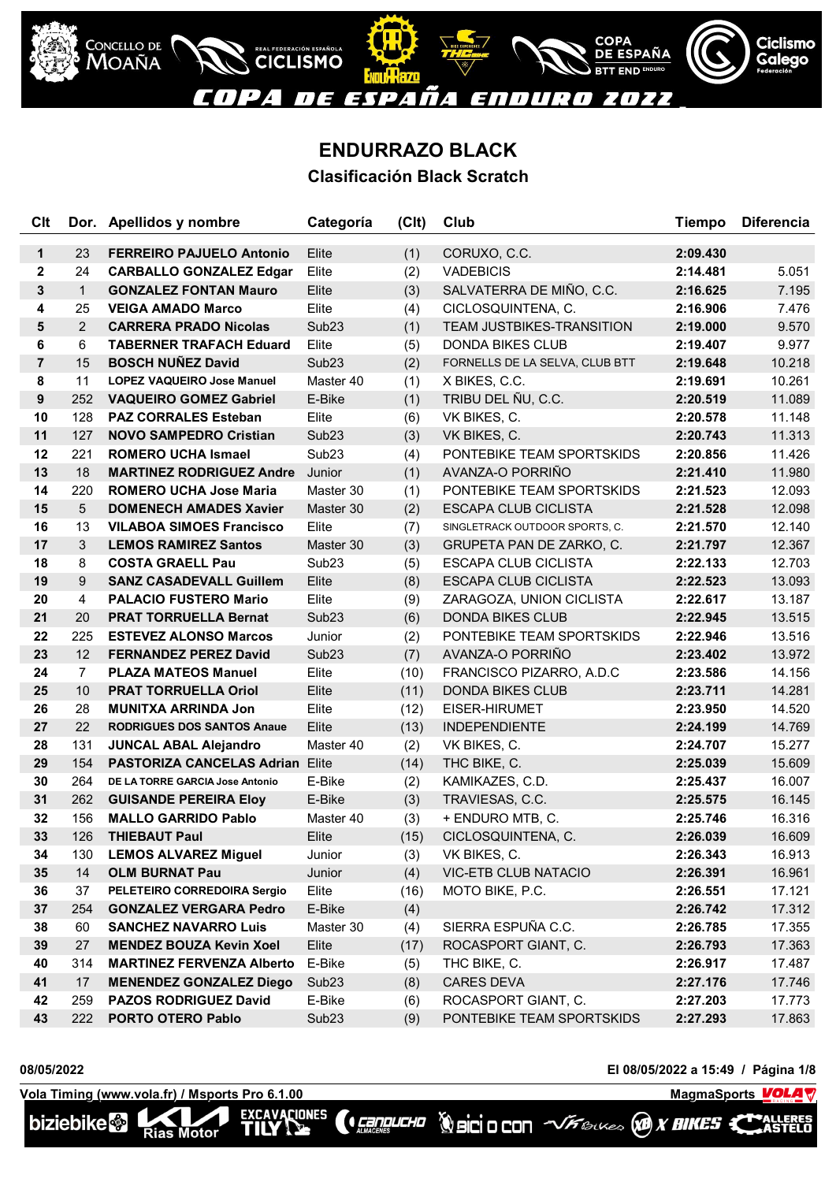COPA DE ESPAÑA ENDURO 2022

# ENDURRAZO BLACK

## Clasificación Black Scratch

| Clt | Dor. | Apellidos y nombre | Categoría | (Clt) | Club | Tiempo | Diferencia |
|---|---|---|---|---|---|---|---|
| 1 | 23 | FERREIRO PAJUELO Antonio | Elite | (1) | CORUXO, C.C. | 2:09.430 | |
| 2 | 24 | CARBALLO GONZALEZ Edgar | Elite | (2) | VADEBICIS | 2:14.481 | 5.051 |
| 3 | 1 | GONZALEZ FONTAN Mauro | Elite | (3) | SALVATERRA DE MIÑO, C.C. | 2:16.625 | 7.195 |
| 4 | 25 | VEIGA AMADO Marco | Elite | (4) | CICLOSQUINTENA, C. | 2:16.906 | 7.476 |
| 5 | 2 | CARRERA PRADO Nicolas | Sub23 | (1) | TEAM JUSTBIKES-TRANSITION | 2:19.000 | 9.570 |
| 6 | 6 | TABERNER TRAFACH Eduard | Elite | (5) | DONDA BIKES CLUB | 2:19.407 | 9.977 |
| 7 | 15 | BOSCH NUÑEZ David | Sub23 | (2) | FORNELLS DE LA SELVA, CLUB BTT | 2:19.648 | 10.218 |
| 8 | 11 | LOPEZ VAQUEIRO Jose Manuel | Master 40 | (1) | X BIKES, C.C. | 2:19.691 | 10.261 |
| 9 | 252 | VAQUEIRO GOMEZ Gabriel | E-Bike | (1) | TRIBU DEL ÑU, C.C. | 2:20.519 | 11.089 |
| 10 | 128 | PAZ CORRALES Esteban | Elite | (6) | VK BIKES, C. | 2:20.578 | 11.148 |
| 11 | 127 | NOVO SAMPEDRO Cristian | Sub23 | (3) | VK BIKES, C. | 2:20.743 | 11.313 |
| 12 | 221 | ROMERO UCHA Ismael | Sub23 | (4) | PONTEBIKE TEAM SPORTSKIDS | 2:20.856 | 11.426 |
| 13 | 18 | MARTINEZ RODRIGUEZ Andre | Junior | (1) | AVANZA-O PORRIÑO | 2:21.410 | 11.980 |
| 14 | 220 | ROMERO UCHA Jose Maria | Master 30 | (1) | PONTEBIKE TEAM SPORTSKIDS | 2:21.523 | 12.093 |
| 15 | 5 | DOMENECH AMADES Xavier | Master 30 | (2) | ESCAPA CLUB CICLISTA | 2:21.528 | 12.098 |
| 16 | 13 | VILABOA SIMOES Francisco | Elite | (7) | SINGLETRACK OUTDOOR SPORTS, C. | 2:21.570 | 12.140 |
| 17 | 3 | LEMOS RAMIREZ Santos | Master 30 | (3) | GRUPETA PAN DE ZARKO, C. | 2:21.797 | 12.367 |
| 18 | 8 | COSTA GRAELL Pau | Sub23 | (5) | ESCAPA CLUB CICLISTA | 2:22.133 | 12.703 |
| 19 | 9 | SANZ CASADEVALL Guillem | Elite | (8) | ESCAPA CLUB CICLISTA | 2:22.523 | 13.093 |
| 20 | 4 | PALACIO FUSTERO Mario | Elite | (9) | ZARAGOZA, UNION CICLISTA | 2:22.617 | 13.187 |
| 21 | 20 | PRAT TORRUELLA Bernat | Sub23 | (6) | DONDA BIKES CLUB | 2:22.945 | 13.515 |
| 22 | 225 | ESTEVEZ ALONSO Marcos | Junior | (2) | PONTEBIKE TEAM SPORTSKIDS | 2:22.946 | 13.516 |
| 23 | 12 | FERNANDEZ PEREZ David | Sub23 | (7) | AVANZA-O PORRIÑO | 2:23.402 | 13.972 |
| 24 | 7 | PLAZA MATEOS Manuel | Elite | (10) | FRANCISCO PIZARRO, A.D.C | 2:23.586 | 14.156 |
| 25 | 10 | PRAT TORRUELLA Oriol | Elite | (11) | DONDA BIKES CLUB | 2:23.711 | 14.281 |
| 26 | 28 | MUNITXA ARRINDA Jon | Elite | (12) | EISER-HIRUMET | 2:23.950 | 14.520 |
| 27 | 22 | RODRIGUES DOS SANTOS Anaue | Elite | (13) | INDEPENDIENTE | 2:24.199 | 14.769 |
| 28 | 131 | JUNCAL ABAL Alejandro | Master 40 | (2) | VK BIKES, C. | 2:24.707 | 15.277 |
| 29 | 154 | PASTORIZA CANCELAS Adrian | Elite | (14) | THC BIKE, C. | 2:25.039 | 15.609 |
| 30 | 264 | DE LA TORRE GARCIA Jose Antonio | E-Bike | (2) | KAMIKAZES, C.D. | 2:25.437 | 16.007 |
| 31 | 262 | GUISANDE PEREIRA Eloy | E-Bike | (3) | TRAVIESAS, C.C. | 2:25.575 | 16.145 |
| 32 | 156 | MALLO GARRIDO Pablo | Master 40 | (3) | + ENDURO MTB, C. | 2:25.746 | 16.316 |
| 33 | 126 | THIEBAUT Paul | Elite | (15) | CICLOSQUINTENA, C. | 2:26.039 | 16.609 |
| 34 | 130 | LEMOS ALVAREZ Miguel | Junior | (3) | VK BIKES, C. | 2:26.343 | 16.913 |
| 35 | 14 | OLM BURNAT Pau | Junior | (4) | VIC-ETB CLUB NATACIO | 2:26.391 | 16.961 |
| 36 | 37 | PELETEIRO CORREDOIRA Sergio | Elite | (16) | MOTO BIKE, P.C. | 2:26.551 | 17.121 |
| 37 | 254 | GONZALEZ VERGARA Pedro | E-Bike | (4) | | 2:26.742 | 17.312 |
| 38 | 60 | SANCHEZ NAVARRO Luis | Master 30 | (4) | SIERRA ESPUÑA C.C. | 2:26.785 | 17.355 |
| 39 | 27 | MENDEZ BOUZA Kevin Xoel | Elite | (17) | ROCASPORT GIANT, C. | 2:26.793 | 17.363 |
| 40 | 314 | MARTINEZ FERVENZA Alberto | E-Bike | (5) | THC BIKE, C. | 2:26.917 | 17.487 |
| 41 | 17 | MENENDEZ GONZALEZ Diego | Sub23 | (8) | CARES DEVA | 2:27.176 | 17.746 |
| 42 | 259 | PAZOS RODRIGUEZ David | E-Bike | (6) | ROCASPORT GIANT, C. | 2:27.203 | 17.773 |
| 43 | 222 | PORTO OTERO Pablo | Sub23 | (9) | PONTEBIKE TEAM SPORTSKIDS | 2:27.293 | 17.863 |

08/05/2022 — El 08/05/2022 a 15:49

Vola Timing (www.vola.fr) / Msports Pro 6.1.00 — MagmaSports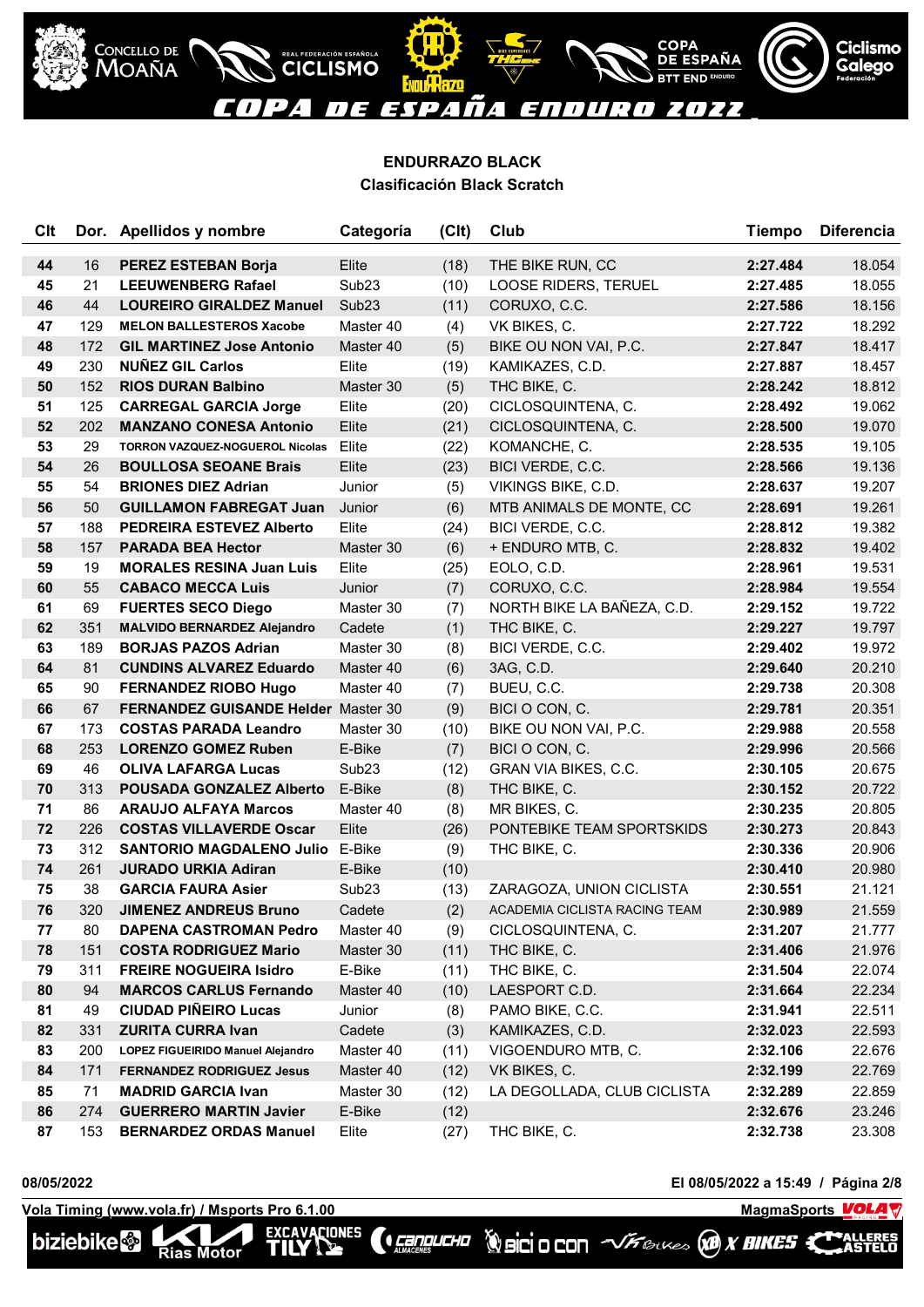## ENDURRAZO BLACK

### Clasificación Black Scratch

| Clt | Dor. | Apellidos y nombre | Categoría | (Clt) | Club | Tiempo | Diferencia |
|---|---|---|---|---|---|---|---|
| **44** | 16 | **PEREZ ESTEBAN Borja** | Elite | (18) | THE BIKE RUN, CC | **2:27.484** | 18.054 |
| **45** | 21 | **LEEUWENBERG Rafael** | Sub23 | (10) | LOOSE RIDERS, TERUEL | **2:27.485** | 18.055 |
| **46** | 44 | **LOUREIRO GIRALDEZ Manuel** | Sub23 | (11) | CORUXO, C.C. | **2:27.586** | 18.156 |
| **47** | 129 | **MELON BALLESTEROS Xacobe** | Master 40 | (4) | VK BIKES, C. | **2:27.722** | 18.292 |
| **48** | 172 | **GIL MARTINEZ Jose Antonio** | Master 40 | (5) | BIKE OU NON VAI, P.C. | **2:27.847** | 18.417 |
| **49** | 230 | **NUÑEZ GIL Carlos** | Elite | (19) | KAMIKAZES, C.D. | **2:27.887** | 18.457 |
| **50** | 152 | **RIOS DURAN Balbino** | Master 30 | (5) | THC BIKE, C. | **2:28.242** | 18.812 |
| **51** | 125 | **CARREGAL GARCIA Jorge** | Elite | (20) | CICLOSQUINTENA, C. | **2:28.492** | 19.062 |
| **52** | 202 | **MANZANO CONESA Antonio** | Elite | (21) | CICLOSQUINTENA, C. | **2:28.500** | 19.070 |
| **53** | 29 | **TORRON VAZQUEZ-NOGUEROL Nicolas** | Elite | (22) | KOMANCHE, C. | **2:28.535** | 19.105 |
| **54** | 26 | **BOULLOSA SEOANE Brais** | Elite | (23) | BICI VERDE, C.C. | **2:28.566** | 19.136 |
| **55** | 54 | **BRIONES DIEZ Adrian** | Junior | (5) | VIKINGS BIKE, C.D. | **2:28.637** | 19.207 |
| **56** | 50 | **GUILLAMON FABREGAT Juan** | Junior | (6) | MTB ANIMALS DE MONTE, CC | **2:28.691** | 19.261 |
| **57** | 188 | **PEDREIRA ESTEVEZ Alberto** | Elite | (24) | BICI VERDE, C.C. | **2:28.812** | 19.382 |
| **58** | 157 | **PARADA BEA Hector** | Master 30 | (6) | + ENDURO MTB, C. | **2:28.832** | 19.402 |
| **59** | 19 | **MORALES RESINA Juan Luis** | Elite | (25) | EOLO, C.D. | **2:28.961** | 19.531 |
| **60** | 55 | **CABACO MECCA Luis** | Junior | (7) | CORUXO, C.C. | **2:28.984** | 19.554 |
| **61** | 69 | **FUERTES SECO Diego** | Master 30 | (7) | NORTH BIKE LA BAÑEZA, C.D. | **2:29.152** | 19.722 |
| **62** | 351 | **MALVIDO BERNARDEZ Alejandro** | Cadete | (1) | THC BIKE, C. | **2:29.227** | 19.797 |
| **63** | 189 | **BORJAS PAZOS Adrian** | Master 30 | (8) | BICI VERDE, C.C. | **2:29.402** | 19.972 |
| **64** | 81 | **CUNDINS ALVAREZ Eduardo** | Master 40 | (6) | 3AG, C.D. | **2:29.640** | 20.210 |
| **65** | 90 | **FERNANDEZ RIOBO Hugo** | Master 40 | (7) | BUEU, C.C. | **2:29.738** | 20.308 |
| **66** | 67 | **FERNANDEZ GUISANDE Helder** | Master 30 | (9) | BICI O CON, C. | **2:29.781** | 20.351 |
| **67** | 173 | **COSTAS PARADA Leandro** | Master 30 | (10) | BIKE OU NON VAI, P.C. | **2:29.988** | 20.558 |
| **68** | 253 | **LORENZO GOMEZ Ruben** | E-Bike | (7) | BICI O CON, C. | **2:29.996** | 20.566 |
| **69** | 46 | **OLIVA LAFARGA Lucas** | Sub23 | (12) | GRAN VIA BIKES, C.C. | **2:30.105** | 20.675 |
| **70** | 313 | **POUSADA GONZALEZ Alberto** | E-Bike | (8) | THC BIKE, C. | **2:30.152** | 20.722 |
| **71** | 86 | **ARAUJO ALFAYA Marcos** | Master 40 | (8) | MR BIKES, C. | **2:30.235** | 20.805 |
| **72** | 226 | **COSTAS VILLAVERDE Oscar** | Elite | (26) | PONTEBIKE TEAM SPORTSKIDS | **2:30.273** | 20.843 |
| **73** | 312 | **SANTORIO MAGDALENO Julio** | E-Bike | (9) | THC BIKE, C. | **2:30.336** | 20.906 |
| **74** | 261 | **JURADO URKIA Adiran** | E-Bike | (10) | | **2:30.410** | 20.980 |
| **75** | 38 | **GARCIA FAURA Asier** | Sub23 | (13) | ZARAGOZA, UNION CICLISTA | **2:30.551** | 21.121 |
| **76** | 320 | **JIMENEZ ANDREUS Bruno** | Cadete | (2) | ACADEMIA CICLISTA RACING TEAM | **2:30.989** | 21.559 |
| **77** | 80 | **DAPENA CASTROMAN Pedro** | Master 40 | (9) | CICLOSQUINTENA, C. | **2:31.207** | 21.777 |
| **78** | 151 | **COSTA RODRIGUEZ Mario** | Master 30 | (11) | THC BIKE, C. | **2:31.406** | 21.976 |
| **79** | 311 | **FREIRE NOGUEIRA Isidro** | E-Bike | (11) | THC BIKE, C. | **2:31.504** | 22.074 |
| **80** | 94 | **MARCOS CARLUS Fernando** | Master 40 | (10) | LAESPORT C.D. | **2:31.664** | 22.234 |
| **81** | 49 | **CIUDAD PIÑEIRO Lucas** | Junior | (8) | PAMO BIKE, C.C. | **2:31.941** | 22.511 |
| **82** | 331 | **ZURITA CURRA Ivan** | Cadete | (3) | KAMIKAZES, C.D. | **2:32.023** | 22.593 |
| **83** | 200 | **LOPEZ FIGUEIRIDO Manuel Alejandro** | Master 40 | (11) | VIGOENDURO MTB, C. | **2:32.106** | 22.676 |
| **84** | 171 | **FERNANDEZ RODRIGUEZ Jesus** | Master 40 | (12) | VK BIKES, C. | **2:32.199** | 22.769 |
| **85** | 71 | **MADRID GARCIA Ivan** | Master 30 | (12) | LA DEGOLLADA, CLUB CICLISTA | **2:32.289** | 22.859 |
| **86** | 274 | **GUERRERO MARTIN Javier** | E-Bike | (12) | | **2:32.676** | 23.246 |
| **87** | 153 | **BERNARDEZ ORDAS Manuel** | Elite | (27) | THC BIKE, C. | **2:32.738** | 23.308 |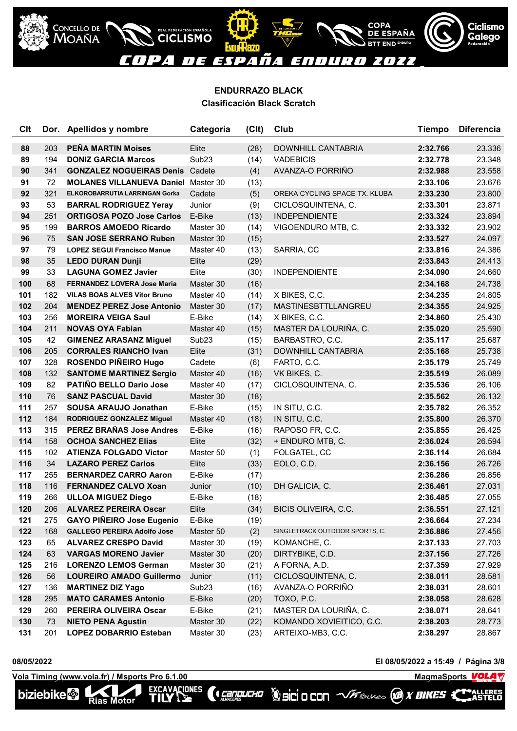## ENDURRAZO BLACK

### Clasificación Black Scratch

| Clt | Dor. | Apellidos y nombre | Categoría | (Clt) | Club | Tiempo | Diferencia |
|---|---|---|---|---|---|---|---|
| 88 | 203 | **PEÑA MARTIN Moises** | Elite | (28) | DOWNHILL CANTABRIA | **2:32.766** | 23.336 |
| 89 | 194 | **DONIZ GARCIA Marcos** | Sub23 | (14) | VADEBICIS | **2:32.778** | 23.348 |
| 90 | 341 | **GONZALEZ NOGUEIRAS Denis** | Cadete | (4) | AVANZA-O PORRIÑO | **2:32.988** | 23.558 |
| 91 | 72 | **MOLANES VILLANUEVA Daniel** | Master 30 | (13) | | **2:33.106** | 23.676 |
| 92 | 321 | **ELKOROBARRUTIA LARRINGAN Gorka** | Cadete | (5) | OREKA CYCLING SPACE TX. KLUBA | **2:33.230** | 23.800 |
| 93 | 53 | **BARRAL RODRIGUEZ Yeray** | Junior | (9) | CICLOSQUINTENA, C. | **2:33.301** | 23.871 |
| 94 | 251 | **ORTIGOSA POZO Jose Carlos** | E-Bike | (13) | INDEPENDIENTE | **2:33.324** | 23.894 |
| 95 | 199 | **BARROS AMOEDO Ricardo** | Master 30 | (14) | VIGOENDURO MTB, C. | **2:33.332** | 23.902 |
| 96 | 75 | **SAN JOSE SERRANO Ruben** | Master 30 | (15) | | **2:33.527** | 24.097 |
| 97 | 79 | **LOPEZ SEGUI Francisco Manue** | Master 40 | (13) | SARRIA, CC | **2:33.816** | 24.386 |
| 98 | 35 | **LEDO DURAN Dunji** | Elite | (29) | | **2:33.843** | 24.413 |
| 99 | 33 | **LAGUNA GOMEZ Javier** | Elite | (30) | INDEPENDIENTE | **2:34.090** | 24.660 |
| 100 | 68 | **FERNANDEZ LOVERA Jose Maria** | Master 30 | (16) | | **2:34.168** | 24.738 |
| 101 | 182 | **VILAS BOAS ALVES Vitor Bruno** | Master 40 | (14) | X BIKES, C.C. | **2:34.235** | 24.805 |
| 102 | 204 | **MENDEZ PEREZ Jose Antonio** | Master 30 | (17) | MASTINESBTTLLANGREU | **2:34.355** | 24.925 |
| 103 | 256 | **MOREIRA VEIGA Saul** | E-Bike | (14) | X BIKES, C.C. | **2:34.860** | 25.430 |
| 104 | 211 | **NOVAS OYA Fabian** | Master 40 | (15) | MASTER DA LOURIÑA, C. | **2:35.020** | 25.590 |
| 105 | 42 | **GIMENEZ ARASANZ Miguel** | Sub23 | (15) | BARBASTRO, C.C. | **2:35.117** | 25.687 |
| 106 | 205 | **CORRALES RIANCHO Ivan** | Elite | (31) | DOWNHILL CANTABRIA | **2:35.168** | 25.738 |
| 107 | 328 | **ROSENDO PIÑEIRO Hugo** | Cadete | (6) | FARTO, C.C. | **2:35.179** | 25.749 |
| 108 | 132 | **SANTOME MARTINEZ Sergio** | Master 40 | (16) | VK BIKES, C. | **2:35.519** | 26.089 |
| 109 | 82 | **PATIÑO BELLO Dario Jose** | Master 40 | (17) | CICLOSQUINTENA, C. | **2:35.536** | 26.106 |
| 110 | 76 | **SANZ PASCUAL David** | Master 30 | (18) | | **2:35.562** | 26.132 |
| 111 | 257 | **SOUSA ARAUJO Jonathan** | E-Bike | (15) | IN SITU, C.C. | **2:35.782** | 26.352 |
| 112 | 184 | **RODRIGUEZ GONZALEZ Miguel** | Master 40 | (18) | IN SITU, C.C. | **2:35.800** | 26.370 |
| 113 | 315 | **PEREZ BRAÑAS Jose Andres** | E-Bike | (16) | RAPOSO FR, C.C. | **2:35.855** | 26.425 |
| 114 | 158 | **OCHOA SANCHEZ Elias** | Elite | (32) | + ENDURO MTB, C. | **2:36.024** | 26.594 |
| 115 | 102 | **ATIENZA FOLGADO Victor** | Master 50 | (1) | FOLGATEL, CC | **2:36.114** | 26.684 |
| 116 | 34 | **LAZARO PEREZ Carlos** | Elite | (33) | EOLO, C.D. | **2:36.156** | 26.726 |
| 117 | 255 | **BERNARDEZ CARRO Aaron** | E-Bike | (17) | | **2:36.286** | 26.856 |
| 118 | 116 | **FERNANDEZ CALVO Xoan** | Junior | (10) | DH GALICIA, C. | **2:36.461** | 27.031 |
| 119 | 266 | **ULLOA MIGUEZ Diego** | E-Bike | (18) | | **2:36.485** | 27.055 |
| 120 | 206 | **ALVAREZ PEREIRA Oscar** | Elite | (34) | BICIS OLIVEIRA, C.C. | **2:36.551** | 27.121 |
| 121 | 275 | **GAYO PIÑEIRO Jose Eugenio** | E-Bike | (19) | | **2:36.664** | 27.234 |
| 122 | 168 | **GALLEGO PEREIRA Adolfo Jose** | Master 50 | (2) | SINGLETRACK OUTDOOR SPORTS, C. | **2:36.886** | 27.456 |
| 123 | 65 | **ALVAREZ CRESPO David** | Master 30 | (19) | KOMANCHE, C. | **2:37.133** | 27.703 |
| 124 | 63 | **VARGAS MORENO Javier** | Master 30 | (20) | DIRTYBIKE, C.D. | **2:37.156** | 27.726 |
| 125 | 216 | **LORENZO LEMOS German** | Master 30 | (21) | A FORNA, A.D. | **2:37.359** | 27.929 |
| 126 | 56 | **LOUREIRO AMADO Guillermo** | Junior | (11) | CICLOSQUINTENA, C. | **2:38.011** | 28.581 |
| 127 | 136 | **MARTINEZ DIZ Yago** | Sub23 | (16) | AVANZA-O PORRIÑO | **2:38.031** | 28.601 |
| 128 | 295 | **MATO CARAMES Antonio** | E-Bike | (20) | TOXO, P.C. | **2:38.058** | 28.628 |
| 129 | 260 | **PEREIRA OLIVEIRA Oscar** | E-Bike | (21) | MASTER DA LOURIÑA, C. | **2:38.071** | 28.641 |
| 130 | 73 | **NIETO PENA Agustin** | Master 30 | (22) | KOMANDO XOVIEITICO, C.C. | **2:38.203** | 28.773 |
| 131 | 201 | **LOPEZ DOBARRIO Esteban** | Master 30 | (23) | ARTEIXO-MB3, C.C. | **2:38.297** | 28.867 |

08/05/2022 — El 08/05/2022 a 15:49

Vola Timing (www.vola.fr) / Msports Pro 6.1.00 — MagmaSports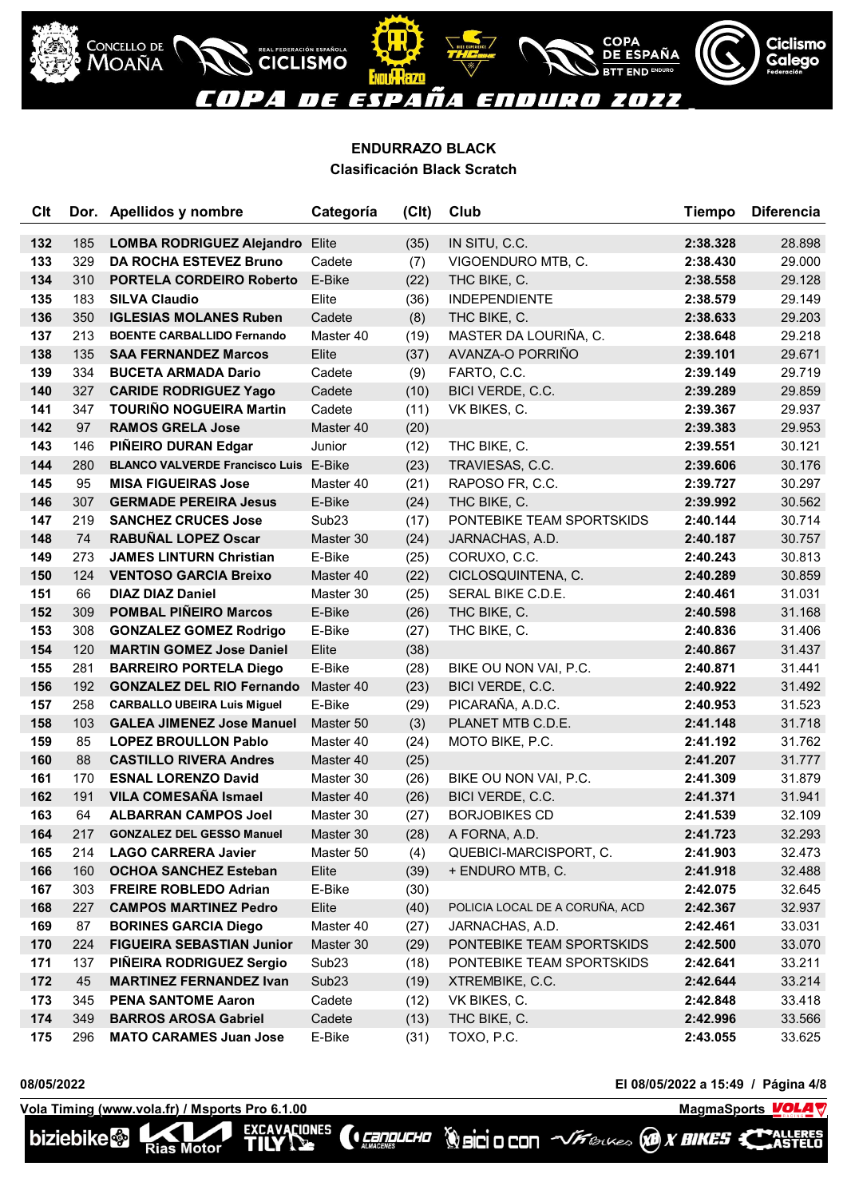## ENDURRAZO BLACK

### Clasificación Black Scratch

| Clt | Dor. | Apellidos y nombre | Categoría | (Clt) | Club | Tiempo | Diferencia |
|---|---|---|---|---|---|---|---|
| 132 | 185 | **LOMBA RODRIGUEZ Alejandro** | Elite | (35) | IN SITU, C.C. | **2:38.328** | 28.898 |
| 133 | 329 | **DA ROCHA ESTEVEZ Bruno** | Cadete | (7) | VIGOENDURO MTB, C. | **2:38.430** | 29.000 |
| 134 | 310 | **PORTELA CORDEIRO Roberto** | E-Bike | (22) | THC BIKE, C. | **2:38.558** | 29.128 |
| 135 | 183 | **SILVA Claudio** | Elite | (36) | INDEPENDIENTE | **2:38.579** | 29.149 |
| 136 | 350 | **IGLESIAS MOLANES Ruben** | Cadete | (8) | THC BIKE, C. | **2:38.633** | 29.203 |
| 137 | 213 | **BOENTE CARBALLIDO Fernando** | Master 40 | (19) | MASTER DA LOURIÑA, C. | **2:38.648** | 29.218 |
| 138 | 135 | **SAA FERNANDEZ Marcos** | Elite | (37) | AVANZA-O PORRIÑO | **2:39.101** | 29.671 |
| 139 | 334 | **BUCETA ARMADA Dario** | Cadete | (9) | FARTO, C.C. | **2:39.149** | 29.719 |
| 140 | 327 | **CARIDE RODRIGUEZ Yago** | Cadete | (10) | BICI VERDE, C.C. | **2:39.289** | 29.859 |
| 141 | 347 | **TOURIÑO NOGUEIRA Martin** | Cadete | (11) | VK BIKES, C. | **2:39.367** | 29.937 |
| 142 | 97 | **RAMOS GRELA Jose** | Master 40 | (20) | | **2:39.383** | 29.953 |
| 143 | 146 | **PIÑEIRO DURAN Edgar** | Junior | (12) | THC BIKE, C. | **2:39.551** | 30.121 |
| 144 | 280 | **BLANCO VALVERDE Francisco Luis** | E-Bike | (23) | TRAVIESAS, C.C. | **2:39.606** | 30.176 |
| 145 | 95 | **MISA FIGUEIRAS Jose** | Master 40 | (21) | RAPOSO FR, C.C. | **2:39.727** | 30.297 |
| 146 | 307 | **GERMADE PEREIRA Jesus** | E-Bike | (24) | THC BIKE, C. | **2:39.992** | 30.562 |
| 147 | 219 | **SANCHEZ CRUCES Jose** | Sub23 | (17) | PONTEBIKE TEAM SPORTSKIDS | **2:40.144** | 30.714 |
| 148 | 74 | **RABUÑAL LOPEZ Oscar** | Master 30 | (24) | JARNACHAS, A.D. | **2:40.187** | 30.757 |
| 149 | 273 | **JAMES LINTURN Christian** | E-Bike | (25) | CORUXO, C.C. | **2:40.243** | 30.813 |
| 150 | 124 | **VENTOSO GARCIA Breixo** | Master 40 | (22) | CICLOSQUINTENA, C. | **2:40.289** | 30.859 |
| 151 | 66 | **DIAZ DIAZ Daniel** | Master 30 | (25) | SERAL BIKE C.D.E. | **2:40.461** | 31.031 |
| 152 | 309 | **POMBAL PIÑEIRO Marcos** | E-Bike | (26) | THC BIKE, C. | **2:40.598** | 31.168 |
| 153 | 308 | **GONZALEZ GOMEZ Rodrigo** | E-Bike | (27) | THC BIKE, C. | **2:40.836** | 31.406 |
| 154 | 120 | **MARTIN GOMEZ Jose Daniel** | Elite | (38) | | **2:40.867** | 31.437 |
| 155 | 281 | **BARREIRO PORTELA Diego** | E-Bike | (28) | BIKE OU NON VAI, P.C. | **2:40.871** | 31.441 |
| 156 | 192 | **GONZALEZ DEL RIO Fernando** | Master 40 | (23) | BICI VERDE, C.C. | **2:40.922** | 31.492 |
| 157 | 258 | **CARBALLO UBEIRA Luis Miguel** | E-Bike | (29) | PICARAÑA, A.D.C. | **2:40.953** | 31.523 |
| 158 | 103 | **GALEA JIMENEZ Jose Manuel** | Master 50 | (3) | PLANET MTB C.D.E. | **2:41.148** | 31.718 |
| 159 | 85 | **LOPEZ BROULLON Pablo** | Master 40 | (24) | MOTO BIKE, P.C. | **2:41.192** | 31.762 |
| 160 | 88 | **CASTILLO RIVERA Andres** | Master 40 | (25) | | **2:41.207** | 31.777 |
| 161 | 170 | **ESNAL LORENZO David** | Master 30 | (26) | BIKE OU NON VAI, P.C. | **2:41.309** | 31.879 |
| 162 | 191 | **VILA COMESAÑA Ismael** | Master 40 | (26) | BICI VERDE, C.C. | **2:41.371** | 31.941 |
| 163 | 64 | **ALBARRAN CAMPOS Joel** | Master 30 | (27) | BORJOBIKES CD | **2:41.539** | 32.109 |
| 164 | 217 | **GONZALEZ DEL GESSO Manuel** | Master 30 | (28) | A FORNA, A.D. | **2:41.723** | 32.293 |
| 165 | 214 | **LAGO CARRERA Javier** | Master 50 | (4) | QUEBICI-MARCISPORT, C. | **2:41.903** | 32.473 |
| 166 | 160 | **OCHOA SANCHEZ Esteban** | Elite | (39) | + ENDURO MTB, C. | **2:41.918** | 32.488 |
| 167 | 303 | **FREIRE ROBLEDO Adrian** | E-Bike | (30) | | **2:42.075** | 32.645 |
| 168 | 227 | **CAMPOS MARTINEZ Pedro** | Elite | (40) | POLICIA LOCAL DE A CORUÑA, ACD | **2:42.367** | 32.937 |
| 169 | 87 | **BORINES GARCIA Diego** | Master 40 | (27) | JARNACHAS, A.D. | **2:42.461** | 33.031 |
| 170 | 224 | **FIGUEIRA SEBASTIAN Junior** | Master 30 | (29) | PONTEBIKE TEAM SPORTSKIDS | **2:42.500** | 33.070 |
| 171 | 137 | **PIÑEIRA RODRIGUEZ Sergio** | Sub23 | (18) | PONTEBIKE TEAM SPORTSKIDS | **2:42.641** | 33.211 |
| 172 | 45 | **MARTINEZ FERNANDEZ Ivan** | Sub23 | (19) | XTREMBIKE, C.C. | **2:42.644** | 33.214 |
| 173 | 345 | **PENA SANTOME Aaron** | Cadete | (12) | VK BIKES, C. | **2:42.848** | 33.418 |
| 174 | 349 | **BARROS AROSA Gabriel** | Cadete | (13) | THC BIKE, C. | **2:42.996** | 33.566 |
| 175 | 296 | **MATO CARAMES Juan Jose** | E-Bike | (31) | TOXO, P.C. | **2:43.055** | 33.625 |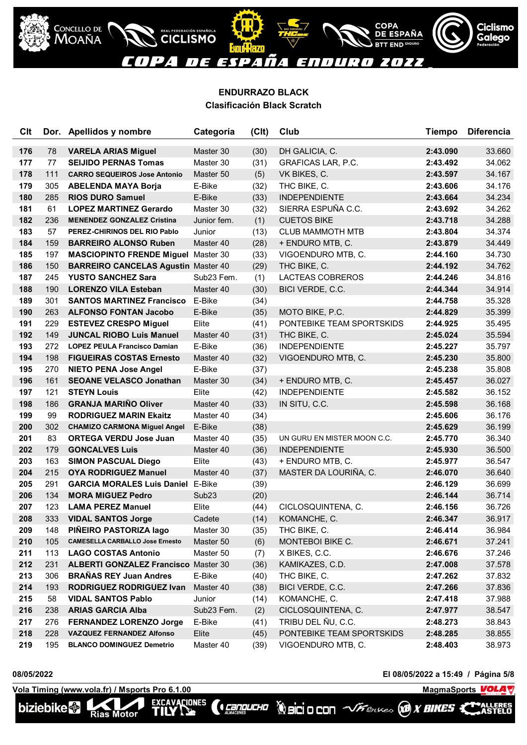# COPA DE ESPAÑA ENDURO 2022

## ENDURRAZO BLACK

### Clasificación Black Scratch

| Clt | Dor. | Apellidos y nombre | Categoría | (Clt) | Club | Tiempo | Diferencia |
|---|---|---|---|---|---|---|---|
| 176 | 78 | **VARELA ARIAS Miguel** | Master 30 | (30) | DH GALICIA, C. | **2:43.090** | 33.660 |
| 177 | 77 | **SEIJIDO PERNAS Tomas** | Master 30 | (31) | GRAFICAS LAR, P.C. | **2:43.492** | 34.062 |
| 178 | 111 | **CARRO SEQUEIROS Jose Antonio** | Master 50 | (5) | VK BIKES, C. | **2:43.597** | 34.167 |
| 179 | 305 | **ABELENDA MAYA Borja** | E-Bike | (32) | THC BIKE, C. | **2:43.606** | 34.176 |
| 180 | 285 | **RIOS DURO Samuel** | E-Bike | (33) | INDEPENDIENTE | **2:43.664** | 34.234 |
| 181 | 61 | **LOPEZ MARTINEZ Gerardo** | Master 30 | (32) | SIERRA ESPUÑA C.C. | **2:43.692** | 34.262 |
| 182 | 236 | **MENENDEZ GONZALEZ Cristina** | Junior fem. | (1) | CUETOS BIKE | **2:43.718** | 34.288 |
| 183 | 57 | **PEREZ-CHIRINOS DEL RIO Pablo** | Junior | (13) | CLUB MAMMOTH MTB | **2:43.804** | 34.374 |
| 184 | 159 | **BARREIRO ALONSO Ruben** | Master 40 | (28) | + ENDURO MTB, C. | **2:43.879** | 34.449 |
| 185 | 197 | **MASCIOPINTO FRENDE Miguel** | Master 30 | (33) | VIGOENDURO MTB, C. | **2:44.160** | 34.730 |
| 186 | 150 | **BARREIRO CANCELAS Agustin** | Master 40 | (29) | THC BIKE, C. | **2:44.192** | 34.762 |
| 187 | 245 | **YUSTO SANCHEZ Sara** | Sub23 Fem. | (1) | LACTEAS COBREROS | **2:44.246** | 34.816 |
| 188 | 190 | **LORENZO VILA Esteban** | Master 40 | (30) | BICI VERDE, C.C. | **2:44.344** | 34.914 |
| 189 | 301 | **SANTOS MARTINEZ Francisco** | E-Bike | (34) | | **2:44.758** | 35.328 |
| 190 | 263 | **ALFONSO FONTAN Jacobo** | E-Bike | (35) | MOTO BIKE, P.C. | **2:44.829** | 35.399 |
| 191 | 229 | **ESTEVEZ CRESPO Miguel** | Elite | (41) | PONTEBIKE TEAM SPORTSKIDS | **2:44.925** | 35.495 |
| 192 | 149 | **JUNCAL RIOBO Luis Manuel** | Master 40 | (31) | THC BIKE, C. | **2:45.024** | 35.594 |
| 193 | 272 | **LOPEZ PEULA Francisco Damian** | E-Bike | (36) | INDEPENDIENTE | **2:45.227** | 35.797 |
| 194 | 198 | **FIGUEIRAS COSTAS Ernesto** | Master 40 | (32) | VIGOENDURO MTB, C. | **2:45.230** | 35.800 |
| 195 | 270 | **NIETO PENA Jose Angel** | E-Bike | (37) | | **2:45.238** | 35.808 |
| 196 | 161 | **SEOANE VELASCO Jonathan** | Master 30 | (34) | + ENDURO MTB, C. | **2:45.457** | 36.027 |
| 197 | 121 | **STEYN Louis** | Elite | (42) | INDEPENDIENTE | **2:45.582** | 36.152 |
| 198 | 186 | **GRANJA MARIÑO Oliver** | Master 40 | (33) | IN SITU, C.C. | **2:45.598** | 36.168 |
| 199 | 99 | **RODRIGUEZ MARIN Ekaitz** | Master 40 | (34) | | **2:45.606** | 36.176 |
| 200 | 302 | **CHAMIZO CARMONA Miguel Angel** | E-Bike | (38) | | **2:45.629** | 36.199 |
| 201 | 83 | **ORTEGA VERDU Jose Juan** | Master 40 | (35) | UN GURU EN MISTER MOON C.C. | **2:45.770** | 36.340 |
| 202 | 179 | **GONCALVES Luis** | Master 40 | (36) | INDEPENDIENTE | **2:45.930** | 36.500 |
| 203 | 163 | **SIMON PASCUAL Diego** | Elite | (43) | + ENDURO MTB, C. | **2:45.977** | 36.547 |
| 204 | 215 | **OYA RODRIGUEZ Manuel** | Master 40 | (37) | MASTER DA LOURIÑA, C. | **2:46.070** | 36.640 |
| 205 | 291 | **GARCIA MORALES Luis Daniel** | E-Bike | (39) | | **2:46.129** | 36.699 |
| 206 | 134 | **MORA MIGUEZ Pedro** | Sub23 | (20) | | **2:46.144** | 36.714 |
| 207 | 123 | **LAMA PEREZ Manuel** | Elite | (44) | CICLOSQUINTENA, C. | **2:46.156** | 36.726 |
| 208 | 333 | **VIDAL SANTOS Jorge** | Cadete | (14) | KOMANCHE, C. | **2:46.347** | 36.917 |
| 209 | 148 | **PIÑEIRO PASTORIZA Iago** | Master 30 | (35) | THC BIKE, C. | **2:46.414** | 36.984 |
| 210 | 105 | **CAMESELLA CARBALLO Jose Ernesto** | Master 50 | (6) | MONTEBOI BIKE C. | **2:46.671** | 37.241 |
| 211 | 113 | **LAGO COSTAS Antonio** | Master 50 | (7) | X BIKES, C.C. | **2:46.676** | 37.246 |
| 212 | 231 | **ALBERTI GONZALEZ Francisco** | Master 30 | (36) | KAMIKAZES, C.D. | **2:47.008** | 37.578 |
| 213 | 306 | **BRAÑAS REY Juan Andres** | E-Bike | (40) | THC BIKE, C. | **2:47.262** | 37.832 |
| 214 | 193 | **RODRIGUEZ RODRIGUEZ Ivan** | Master 40 | (38) | BICI VERDE, C.C. | **2:47.266** | 37.836 |
| 215 | 58 | **VIDAL SANTOS Pablo** | Junior | (14) | KOMANCHE, C. | **2:47.418** | 37.988 |
| 216 | 238 | **ARIAS GARCIA Alba** | Sub23 Fem. | (2) | CICLOSQUINTENA, C. | **2:47.977** | 38.547 |
| 217 | 276 | **FERNANDEZ LORENZO Jorge** | E-Bike | (41) | TRIBU DEL ÑU, C.C. | **2:48.273** | 38.843 |
| 218 | 228 | **VAZQUEZ FERNANDEZ Alfonso** | Elite | (45) | PONTEBIKE TEAM SPORTSKIDS | **2:48.285** | 38.855 |
| 219 | 195 | **BLANCO DOMINGUEZ Demetrio** | Master 40 | (39) | VIGOENDURO MTB, C. | **2:48.403** | 38.973 |

08/05/2022 — El 08/05/2022 a 15:49

Vola Timing (www.vola.fr) / Msports Pro 6.1.00 — MagmaSports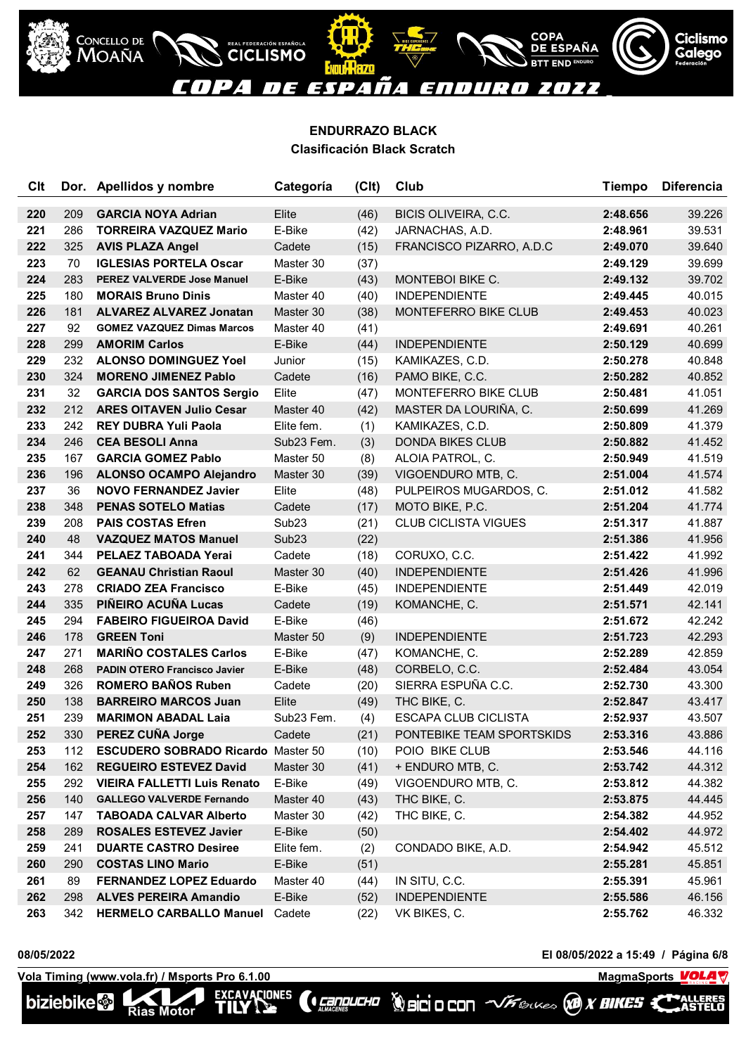## ENDURRAZO BLACK

### Clasificación Black Scratch

| Clt | Dor. | Apellidos y nombre | Categoría | (Clt) | Club | Tiempo | Diferencia |
|---|---|---|---|---|---|---|---|
| 220 | 209 | **GARCIA NOYA Adrian** | Elite | (46) | BICIS OLIVEIRA, C.C. | **2:48.656** | 39.226 |
| 221 | 286 | **TORREIRA VAZQUEZ Mario** | E-Bike | (42) | JARNACHAS, A.D. | **2:48.961** | 39.531 |
| 222 | 325 | **AVIS PLAZA Angel** | Cadete | (15) | FRANCISCO PIZARRO, A.D.C | **2:49.070** | 39.640 |
| 223 | 70 | **IGLESIAS PORTELA Oscar** | Master 30 | (37) | | **2:49.129** | 39.699 |
| 224 | 283 | **PEREZ VALVERDE Jose Manuel** | E-Bike | (43) | MONTEBOI BIKE C. | **2:49.132** | 39.702 |
| 225 | 180 | **MORAIS Bruno Dinis** | Master 40 | (40) | INDEPENDIENTE | **2:49.445** | 40.015 |
| 226 | 181 | **ALVAREZ ALVAREZ Jonatan** | Master 30 | (38) | MONTEFERRO BIKE CLUB | **2:49.453** | 40.023 |
| 227 | 92 | **GOMEZ VAZQUEZ Dimas Marcos** | Master 40 | (41) | | **2:49.691** | 40.261 |
| 228 | 299 | **AMORIM Carlos** | E-Bike | (44) | INDEPENDIENTE | **2:50.129** | 40.699 |
| 229 | 232 | **ALONSO DOMINGUEZ Yoel** | Junior | (15) | KAMIKAZES, C.D. | **2:50.278** | 40.848 |
| 230 | 324 | **MORENO JIMENEZ Pablo** | Cadete | (16) | PAMO BIKE, C.C. | **2:50.282** | 40.852 |
| 231 | 32 | **GARCIA DOS SANTOS Sergio** | Elite | (47) | MONTEFERRO BIKE CLUB | **2:50.481** | 41.051 |
| 232 | 212 | **ARES OITAVEN Julio Cesar** | Master 40 | (42) | MASTER DA LOURIÑA, C. | **2:50.699** | 41.269 |
| 233 | 242 | **REY DUBRA Yuli Paola** | Elite fem. | (1) | KAMIKAZES, C.D. | **2:50.809** | 41.379 |
| 234 | 246 | **CEA BESOLI Anna** | Sub23 Fem. | (3) | DONDA BIKES CLUB | **2:50.882** | 41.452 |
| 235 | 167 | **GARCIA GOMEZ Pablo** | Master 50 | (8) | ALOIA PATROL, C. | **2:50.949** | 41.519 |
| 236 | 196 | **ALONSO OCAMPO Alejandro** | Master 30 | (39) | VIGOENDURO MTB, C. | **2:51.004** | 41.574 |
| 237 | 36 | **NOVO FERNANDEZ Javier** | Elite | (48) | PULPEIROS MUGARDOS, C. | **2:51.012** | 41.582 |
| 238 | 348 | **PENAS SOTELO Matias** | Cadete | (17) | MOTO BIKE, P.C. | **2:51.204** | 41.774 |
| 239 | 208 | **PAIS COSTAS Efren** | Sub23 | (21) | CLUB CICLISTA VIGUES | **2:51.317** | 41.887 |
| 240 | 48 | **VAZQUEZ MATOS Manuel** | Sub23 | (22) | | **2:51.386** | 41.956 |
| 241 | 344 | **PELAEZ TABOADA Yerai** | Cadete | (18) | CORUXO, C.C. | **2:51.422** | 41.992 |
| 242 | 62 | **GEANAU Christian Raoul** | Master 30 | (40) | INDEPENDIENTE | **2:51.426** | 41.996 |
| 243 | 278 | **CRIADO ZEA Francisco** | E-Bike | (45) | INDEPENDIENTE | **2:51.449** | 42.019 |
| 244 | 335 | **PIÑEIRO ACUÑA Lucas** | Cadete | (19) | KOMANCHE, C. | **2:51.571** | 42.141 |
| 245 | 294 | **FABEIRO FIGUEIROA David** | E-Bike | (46) | | **2:51.672** | 42.242 |
| 246 | 178 | **GREEN Toni** | Master 50 | (9) | INDEPENDIENTE | **2:51.723** | 42.293 |
| 247 | 271 | **MARIÑO COSTALES Carlos** | E-Bike | (47) | KOMANCHE, C. | **2:52.289** | 42.859 |
| 248 | 268 | **PADIN OTERO Francisco Javier** | E-Bike | (48) | CORBELO, C.C. | **2:52.484** | 43.054 |
| 249 | 326 | **ROMERO BAÑOS Ruben** | Cadete | (20) | SIERRA ESPUÑA C.C. | **2:52.730** | 43.300 |
| 250 | 138 | **BARREIRO MARCOS Juan** | Elite | (49) | THC BIKE, C. | **2:52.847** | 43.417 |
| 251 | 239 | **MARIMON ABADAL Laia** | Sub23 Fem. | (4) | ESCAPA CLUB CICLISTA | **2:52.937** | 43.507 |
| 252 | 330 | **PEREZ CUÑA Jorge** | Cadete | (21) | PONTEBIKE TEAM SPORTSKIDS | **2:53.316** | 43.886 |
| 253 | 112 | **ESCUDERO SOBRADO Ricardo** | Master 50 | (10) | POIO BIKE CLUB | **2:53.546** | 44.116 |
| 254 | 162 | **REGUEIRO ESTEVEZ David** | Master 30 | (41) | + ENDURO MTB, C. | **2:53.742** | 44.312 |
| 255 | 292 | **VIEIRA FALLETTI Luis Renato** | E-Bike | (49) | VIGOENDURO MTB, C. | **2:53.812** | 44.382 |
| 256 | 140 | **GALLEGO VALVERDE Fernando** | Master 40 | (43) | THC BIKE, C. | **2:53.875** | 44.445 |
| 257 | 147 | **TABOADA CALVAR Alberto** | Master 30 | (42) | THC BIKE, C. | **2:54.382** | 44.952 |
| 258 | 289 | **ROSALES ESTEVEZ Javier** | E-Bike | (50) | | **2:54.402** | 44.972 |
| 259 | 241 | **DUARTE CASTRO Desiree** | Elite fem. | (2) | CONDADO BIKE, A.D. | **2:54.942** | 45.512 |
| 260 | 290 | **COSTAS LINO Mario** | E-Bike | (51) | | **2:55.281** | 45.851 |
| 261 | 89 | **FERNANDEZ LOPEZ Eduardo** | Master 40 | (44) | IN SITU, C.C. | **2:55.391** | 45.961 |
| 262 | 298 | **ALVES PEREIRA Amandio** | E-Bike | (52) | INDEPENDIENTE | **2:55.586** | 46.156 |
| 263 | 342 | **HERMELO CARBALLO Manuel** | Cadete | (22) | VK BIKES, C. | **2:55.762** | 46.332 |

**08/05/2022** **El 08/05/2022 a 15:49**

**Vola Timing (www.vola.fr) / Msports Pro 6.1.00** **MagmaSports**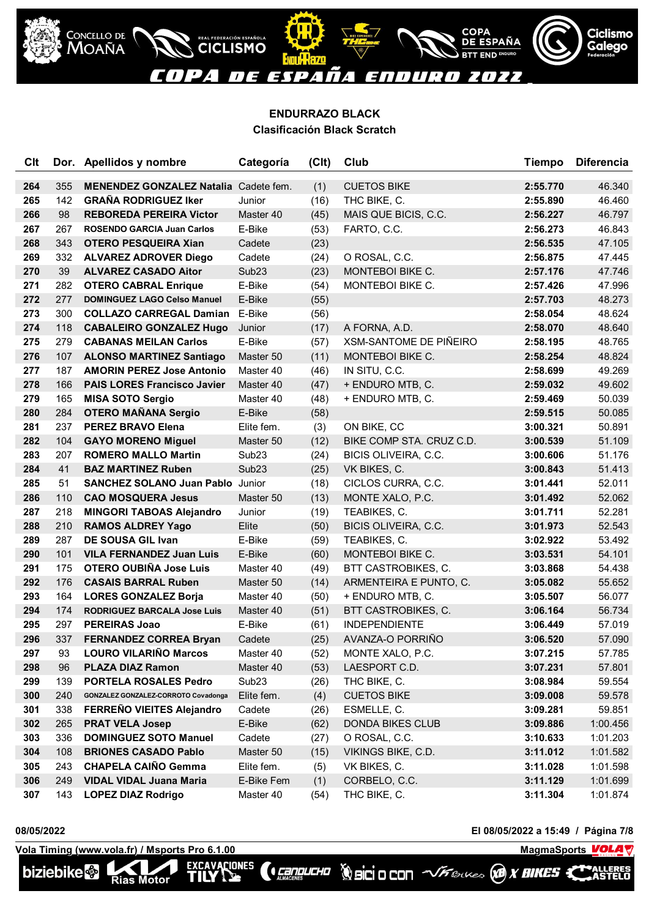## ENDURRAZO BLACK

### Clasificación Black Scratch

| Clt | Dor. | Apellidos y nombre | Categoría | (Clt) | Club | Tiempo | Diferencia |
|---|---|---|---|---|---|---|---|
| 264 | 355 | **MENENDEZ GONZALEZ Natalia** | Cadete fem. | (1) | CUETOS BIKE | **2:55.770** | 46.340 |
| 265 | 142 | **GRAÑA RODRIGUEZ Iker** | Junior | (16) | THC BIKE, C. | **2:55.890** | 46.460 |
| 266 | 98 | **REBOREDA PEREIRA Victor** | Master 40 | (45) | MAIS QUE BICIS, C.C. | **2:56.227** | 46.797 |
| 267 | 267 | **ROSENDO GARCIA Juan Carlos** | E-Bike | (53) | FARTO, C.C. | **2:56.273** | 46.843 |
| 268 | 343 | **OTERO PESQUEIRA Xian** | Cadete | (23) | | **2:56.535** | 47.105 |
| 269 | 332 | **ALVAREZ ADROVER Diego** | Cadete | (24) | O ROSAL, C.C. | **2:56.875** | 47.445 |
| 270 | 39 | **ALVAREZ CASADO Aitor** | Sub23 | (23) | MONTEBOI BIKE C. | **2:57.176** | 47.746 |
| 271 | 282 | **OTERO CABRAL Enrique** | E-Bike | (54) | MONTEBOI BIKE C. | **2:57.426** | 47.996 |
| 272 | 277 | **DOMINGUEZ LAGO Celso Manuel** | E-Bike | (55) | | **2:57.703** | 48.273 |
| 273 | 300 | **COLLAZO CARREGAL Damian** | E-Bike | (56) | | **2:58.054** | 48.624 |
| 274 | 118 | **CABALEIRO GONZALEZ Hugo** | Junior | (17) | A FORNA, A.D. | **2:58.070** | 48.640 |
| 275 | 279 | **CABANAS MEILAN Carlos** | E-Bike | (57) | XSM-SANTOME DE PIÑEIRO | **2:58.195** | 48.765 |
| 276 | 107 | **ALONSO MARTINEZ Santiago** | Master 50 | (11) | MONTEBOI BIKE C. | **2:58.254** | 48.824 |
| 277 | 187 | **AMORIN PEREZ Jose Antonio** | Master 40 | (46) | IN SITU, C.C. | **2:58.699** | 49.269 |
| 278 | 166 | **PAIS LORES Francisco Javier** | Master 40 | (47) | + ENDURO MTB, C. | **2:59.032** | 49.602 |
| 279 | 165 | **MISA SOTO Sergio** | Master 40 | (48) | + ENDURO MTB, C. | **2:59.469** | 50.039 |
| 280 | 284 | **OTERO MAÑANA Sergio** | E-Bike | (58) | | **2:59.515** | 50.085 |
| 281 | 237 | **PEREZ BRAVO Elena** | Elite fem. | (3) | ON BIKE, CC | **3:00.321** | 50.891 |
| 282 | 104 | **GAYO MORENO Miguel** | Master 50 | (12) | BIKE COMP STA. CRUZ C.D. | **3:00.539** | 51.109 |
| 283 | 207 | **ROMERO MALLO Martin** | Sub23 | (24) | BICIS OLIVEIRA, C.C. | **3:00.606** | 51.176 |
| 284 | 41 | **BAZ MARTINEZ Ruben** | Sub23 | (25) | VK BIKES, C. | **3:00.843** | 51.413 |
| 285 | 51 | **SANCHEZ SOLANO Juan Pablo** | Junior | (18) | CICLOS CURRA, C.C. | **3:01.441** | 52.011 |
| 286 | 110 | **CAO MOSQUERA Jesus** | Master 50 | (13) | MONTE XALO, P.C. | **3:01.492** | 52.062 |
| 287 | 218 | **MINGORI TABOAS Alejandro** | Junior | (19) | TEABIKES, C. | **3:01.711** | 52.281 |
| 288 | 210 | **RAMOS ALDREY Yago** | Elite | (50) | BICIS OLIVEIRA, C.C. | **3:01.973** | 52.543 |
| 289 | 287 | **DE SOUSA GIL Ivan** | E-Bike | (59) | TEABIKES, C. | **3:02.922** | 53.492 |
| 290 | 101 | **VILA FERNANDEZ Juan Luis** | E-Bike | (60) | MONTEBOI BIKE C. | **3:03.531** | 54.101 |
| 291 | 175 | **OTERO OUBIÑA Jose Luis** | Master 40 | (49) | BTT CASTROBIKES, C. | **3:03.868** | 54.438 |
| 292 | 176 | **CASAIS BARRAL Ruben** | Master 50 | (14) | ARMENTEIRA E PUNTO, C. | **3:05.082** | 55.652 |
| 293 | 164 | **LORES GONZALEZ Borja** | Master 40 | (50) | + ENDURO MTB, C. | **3:05.507** | 56.077 |
| 294 | 174 | **RODRIGUEZ BARCALA Jose Luis** | Master 40 | (51) | BTT CASTROBIKES, C. | **3:06.164** | 56.734 |
| 295 | 297 | **PEREIRAS Joao** | E-Bike | (61) | INDEPENDIENTE | **3:06.449** | 57.019 |
| 296 | 337 | **FERNANDEZ CORREA Bryan** | Cadete | (25) | AVANZA-O PORRIÑO | **3:06.520** | 57.090 |
| 297 | 93 | **LOURO VILARIÑO Marcos** | Master 40 | (52) | MONTE XALO, P.C. | **3:07.215** | 57.785 |
| 298 | 96 | **PLAZA DIAZ Ramon** | Master 40 | (53) | LAESPORT C.D. | **3:07.231** | 57.801 |
| 299 | 139 | **PORTELA ROSALES Pedro** | Sub23 | (26) | THC BIKE, C. | **3:08.984** | 59.554 |
| 300 | 240 | **GONZALEZ GONZALEZ-CORROTO Covadonga** | Elite fem. | (4) | CUETOS BIKE | **3:09.008** | 59.578 |
| 301 | 338 | **FERREÑO VIEITES Alejandro** | Cadete | (26) | ESMELLE, C. | **3:09.281** | 59.851 |
| 302 | 265 | **PRAT VELA Josep** | E-Bike | (62) | DONDA BIKES CLUB | **3:09.886** | 1:00.456 |
| 303 | 336 | **DOMINGUEZ SOTO Manuel** | Cadete | (27) | O ROSAL, C.C. | **3:10.633** | 1:01.203 |
| 304 | 108 | **BRIONES CASADO Pablo** | Master 50 | (15) | VIKINGS BIKE, C.D. | **3:11.012** | 1:01.582 |
| 305 | 243 | **CHAPELA CAIÑO Gemma** | Elite fem. | (5) | VK BIKES, C. | **3:11.028** | 1:01.598 |
| 306 | 249 | **VIDAL VIDAL Juana Maria** | E-Bike Fem | (1) | CORBELO, C.C. | **3:11.129** | 1:01.699 |
| 307 | 143 | **LOPEZ DIAZ Rodrigo** | Master 40 | (54) | THC BIKE, C. | **3:11.304** | 1:01.874 |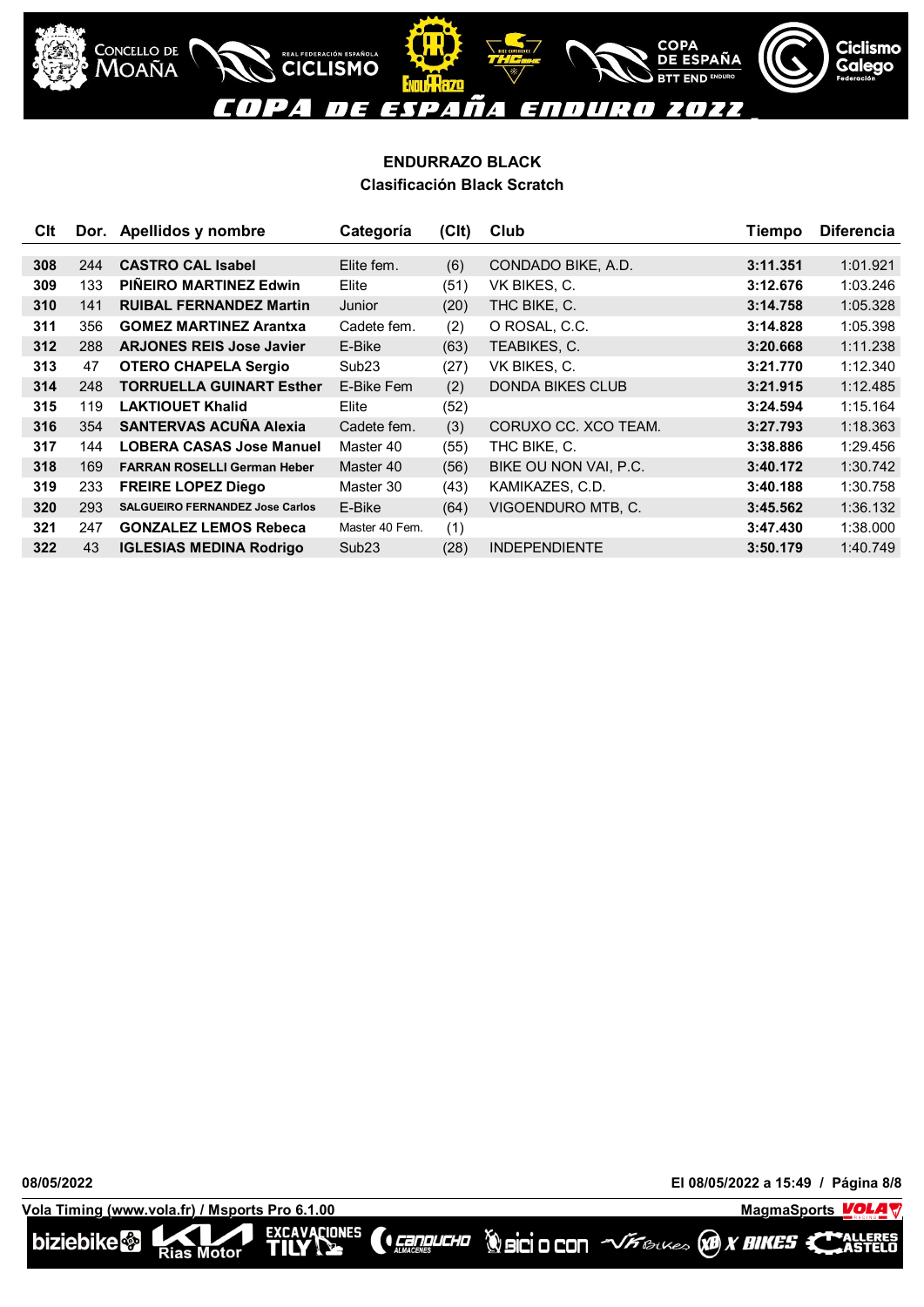# COPA DE ESPAÑA ENDURO 2022

## ENDURRAZO BLACK

### Clasificación Black Scratch

| Clt | Dor. | Apellidos y nombre | Categoría | (Clt) | Club | Tiempo | Diferencia |
|---|---|---|---|---|---|---|---|
| 308 | 244 | **CASTRO CAL Isabel** | Elite fem. | (6) | CONDADO BIKE, A.D. | **3:11.351** | 1:01.921 |
| 309 | 133 | **PIÑEIRO MARTINEZ Edwin** | Elite | (51) | VK BIKES, C. | **3:12.676** | 1:03.246 |
| 310 | 141 | **RUIBAL FERNANDEZ Martin** | Junior | (20) | THC BIKE, C. | **3:14.758** | 1:05.328 |
| 311 | 356 | **GOMEZ MARTINEZ Arantxa** | Cadete fem. | (2) | O ROSAL, C.C. | **3:14.828** | 1:05.398 |
| 312 | 288 | **ARJONES REIS Jose Javier** | E-Bike | (63) | TEABIKES, C. | **3:20.668** | 1:11.238 |
| 313 | 47 | **OTERO CHAPELA Sergio** | Sub23 | (27) | VK BIKES, C. | **3:21.770** | 1:12.340 |
| 314 | 248 | **TORRUELLA GUINART Esther** | E-Bike Fem | (2) | DONDA BIKES CLUB | **3:21.915** | 1:12.485 |
| 315 | 119 | **LAKTIOUET Khalid** | Elite | (52) | | **3:24.594** | 1:15.164 |
| 316 | 354 | **SANTERVAS ACUÑA Alexia** | Cadete fem. | (3) | CORUXO CC. XCO TEAM. | **3:27.793** | 1:18.363 |
| 317 | 144 | **LOBERA CASAS Jose Manuel** | Master 40 | (55) | THC BIKE, C. | **3:38.886** | 1:29.456 |
| 318 | 169 | **FARRAN ROSELLI German Heber** | Master 40 | (56) | BIKE OU NON VAI, P.C. | **3:40.172** | 1:30.742 |
| 319 | 233 | **FREIRE LOPEZ Diego** | Master 30 | (43) | KAMIKAZES, C.D. | **3:40.188** | 1:30.758 |
| 320 | 293 | **SALGUEIRO FERNANDEZ Jose Carlos** | E-Bike | (64) | VIGOENDURO MTB, C. | **3:45.562** | 1:36.132 |
| 321 | 247 | **GONZALEZ LEMOS Rebeca** | Master 40 Fem. | (1) | | **3:47.430** | 1:38.000 |
| 322 | 43 | **IGLESIAS MEDINA Rodrigo** | Sub23 | (28) | INDEPENDIENTE | **3:50.179** | 1:40.749 |

08/05/2022 — El 08/05/2022 a 15:49

Vola Timing (www.vola.fr) / Msports Pro 6.1.00 — MagmaSports